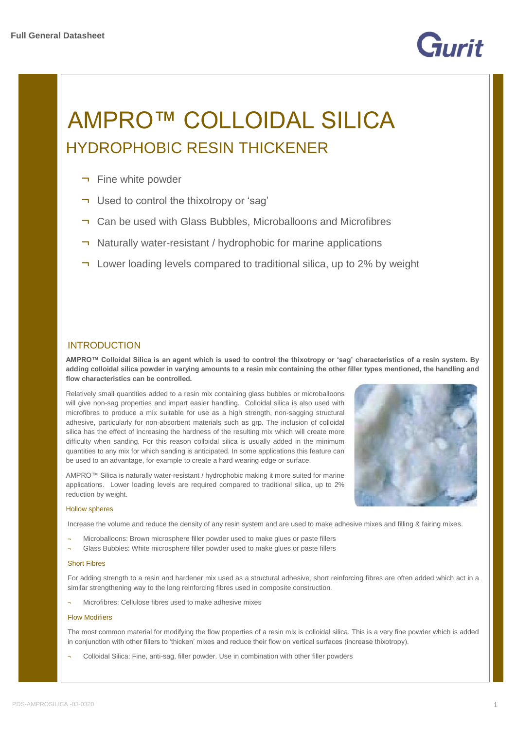# AMPRO™ COLLOIDAL SILICA

## HYDROPHOBIC RESIN THICKENER

- Fine white powder
- Used to control the thixotropy or 'sag'
- Can be used with Glass Bubbles, Microballoons and Microfibres
- Naturally water-resistant / hydrophobic for marine applications
- Lower loading levels compared to traditional silica, up to 2% by weight

### INTRODUCTION

**AMPRO™ Colloidal Silica is an agent which is used to control the thixotropy or 'sag' characteristics of a resin system. By adding colloidal silica powder in varying amounts to a resin mix containing the other filler types mentioned, the handling and flow characteristics can be controlled.**

Relatively small quantities added to a resin mix containing glass bubbles or microballoons will give non-sag properties and impart easier handling. Colloidal silica is also used with microfibres to produce a mix suitable for use as a high strength, non-sagging structural adhesive, particularly for non-absorbent materials such as grp. The inclusion of colloidal silica has the effect of increasing the hardness of the resulting mix which will create more difficulty when sanding. For this reason colloidal silica is usually added in the minimum quantities to any mix for which sanding is anticipated. In some applications this feature can be used to an advantage, for example to create a hard wearing edge or surface.

AMPRO™ Silica is naturally water-resistant / hydrophobic making it more suited for marine applications. Lower loading levels are required compared to traditional silica, up to 2% reduction by weight.

#### Hollow spheres

Increase the volume and reduce the density of any resin system and are used to make adhesive mixes and filling & fairing mixes.

- Microballoons: Brown microsphere filler powder used to make glues or paste fillers
- Glass Bubbles: White microsphere filler powder used to make glues or paste fillers

#### Short Fibres

For adding strength to a resin and hardener mix used as a structural adhesive, short reinforcing fibres are often added which act in a similar strengthening way to the long reinforcing fibres used in composite construction.

- Microfibres: Cellulose fibres used to make adhesive mixes

#### Flow Modifiers

The most common material for modifying the flow properties of a resin mix is colloidal silica. This is a very fine powder which is added in conjunction with other fillers to 'thicken' mixes and reduce their flow on vertical surfaces (increase thixotropy).

- Colloidal Silica: Fine, anti-sag, filler powder. Use in combination with other filler powders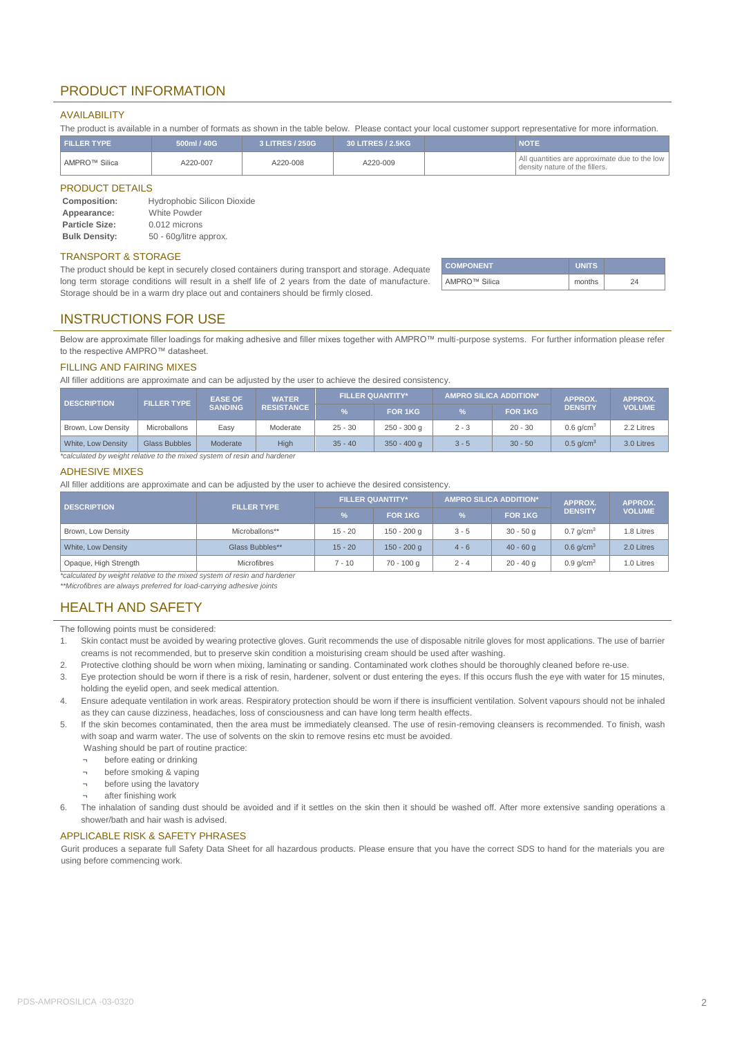# PRODUCT INFORMATION

## AVAILABILITY

The product is available in a number of formats as shown in the table below. Please contact your local customer support representative for more information.

| FILLER TYPE | 500ml / 40G | 3 LITRES / 250G | 30 LITRES / 2.5KG | | NOTE |
|---|---|---|---|---|---|
| AMPRO™ Silica | A220-007 | A220-008 | A220-009 | | All quantities are approximate due to the low density nature of the fillers. |

## PRODUCT DETAILS

**Composition:** Hydrophobic Silicon Dioxide
**Appearance:** White Powder
**Particle Size:** 0.012 microns
**Bulk Density:** 50 - 60g/litre approx.

## TRANSPORT & STORAGE

The product should be kept in securely closed containers during transport and storage. Adequate long term storage conditions will result in a shelf life of 2 years from the date of manufacture. Storage should be in a warm dry place out and containers should be firmly closed.

| COMPONENT | UNITS | |
|---|---|---|
| AMPRO™ Silica | months | 24 |

# INSTRUCTIONS FOR USE

Below are approximate filler loadings for making adhesive and filler mixes together with AMPRO™ multi-purpose systems. For further information please refer to the respective AMPRO™ datasheet.

## FILLING AND FAIRING MIXES

All filler additions are approximate and can be adjusted by the user to achieve the desired consistency.

| DESCRIPTION | FILLER TYPE | EASE OF SANDING | WATER RESISTANCE | FILLER QUANTITY* | | AMPRO SILICA ADDITION* | | APPROX. DENSITY | APPROX. VOLUME |
|---|---|---|---|---|---|---|---|---|---|
| | | | | % | FOR 1KG | % | FOR 1KG | | |
| Brown, Low Density | Microballons | Easy | Moderate | 25 - 30 | 250 - 300 g | 2 - 3 | 20 - 30 | 0.6 g/cm³ | 2.2 Litres |
| White, Low Density | Glass Bubbles | Moderate | High | 35 - 40 | 350 - 400 g | 3 - 5 | 30 - 50 | 0.5 g/cm³ | 3.0 Litres |

*\*calculated by weight relative to the mixed system of resin and hardener*

## ADHESIVE MIXES

All filler additions are approximate and can be adjusted by the user to achieve the desired consistency.

| DESCRIPTION | FILLER TYPE | FILLER QUANTITY* | | AMPRO SILICA ADDITION* | | APPROX. DENSITY | APPROX. VOLUME |
|---|---|---|---|---|---|---|---|
| | | % | FOR 1KG | % | FOR 1KG | | |
| Brown, Low Density | Microballons** | 15 - 20 | 150 - 200 g | 3 - 5 | 30 - 50 g | 0.7 g/cm³ | 1.8 Litres |
| White, Low Density | Glass Bubbles** | 15 - 20 | 150 - 200 g | 4 - 6 | 40 - 60 g | 0.6 g/cm³ | 2.0 Litres |
| Opaque, High Strength | Microfibres | 7 - 10 | 70 - 100 g | 2 - 4 | 20 - 40 g | 0.9 g/cm³ | 1.0 Litres |

*\*calculated by weight relative to the mixed system of resin and hardener*
*\*\*Microfibres are always preferred for load-carrying adhesive joints*

# HEALTH AND SAFETY

The following points must be considered:

1. Skin contact must be avoided by wearing protective gloves. Gurit recommends the use of disposable nitrile gloves for most applications. The use of barrier creams is not recommended, but to preserve skin condition a moisturising cream should be used after washing.
2. Protective clothing should be worn when mixing, laminating or sanding. Contaminated work clothes should be thoroughly cleaned before re-use.
3. Eye protection should be worn if there is a risk of resin, hardener, solvent or dust entering the eyes. If this occurs flush the eye with water for 15 minutes, holding the eyelid open, and seek medical attention.
4. Ensure adequate ventilation in work areas. Respiratory protection should be worn if there is insufficient ventilation. Solvent vapours should not be inhaled as they can cause dizziness, headaches, loss of consciousness and can have long term health effects.
5. If the skin becomes contaminated, then the area must be immediately cleansed. The use of resin-removing cleansers is recommended. To finish, wash with soap and warm water. The use of solvents on the skin to remove resins etc must be avoided.
   Washing should be part of routine practice:
   - before eating or drinking
   - before smoking & vaping
   - before using the lavatory
   - after finishing work
6. The inhalation of sanding dust should be avoided and if it settles on the skin then it should be washed off. After more extensive sanding operations a shower/bath and hair wash is advised.

## APPLICABLE RISK & SAFETY PHRASES

Gurit produces a separate full Safety Data Sheet for all hazardous products. Please ensure that you have the correct SDS to hand for the materials you are using before commencing work.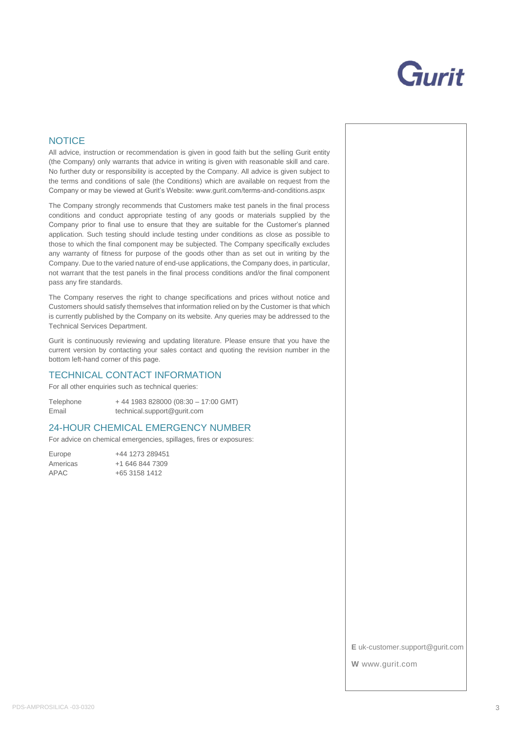## NOTICE

All advice, instruction or recommendation is given in good faith but the selling Gurit entity (the Company) only warrants that advice in writing is given with reasonable skill and care. No further duty or responsibility is accepted by the Company. All advice is given subject to the terms and conditions of sale (the Conditions) which are available on request from the Company or may be viewed at Gurit's Website: www.gurit.com/terms-and-conditions.aspx

The Company strongly recommends that Customers make test panels in the final process conditions and conduct appropriate testing of any goods or materials supplied by the Company prior to final use to ensure that they are suitable for the Customer's planned application. Such testing should include testing under conditions as close as possible to those to which the final component may be subjected. The Company specifically excludes any warranty of fitness for purpose of the goods other than as set out in writing by the Company. Due to the varied nature of end-use applications, the Company does, in particular, not warrant that the test panels in the final process conditions and/or the final component pass any fire standards.

The Company reserves the right to change specifications and prices without notice and Customers should satisfy themselves that information relied on by the Customer is that which is currently published by the Company on its website. Any queries may be addressed to the Technical Services Department.

Gurit is continuously reviewing and updating literature. Please ensure that you have the current version by contacting your sales contact and quoting the revision number in the bottom left-hand corner of this page.

## TECHNICAL CONTACT INFORMATION

For all other enquiries such as technical queries:

| | |
|---|---|
| Telephone | + 44 1983 828000 (08:30 – 17:00 GMT) |
| Email | technical.support@gurit.com |

## 24-HOUR CHEMICAL EMERGENCY NUMBER

For advice on chemical emergencies, spillages, fires or exposures:

| | |
|---|---|
| Europe | +44 1273 289451 |
| Americas | +1 646 844 7309 |
| APAC | +65 3158 1412 |

**E** uk-customer.support@gurit.com

**W** www.gurit.com

PDS-AMPROSILICA -03-0320